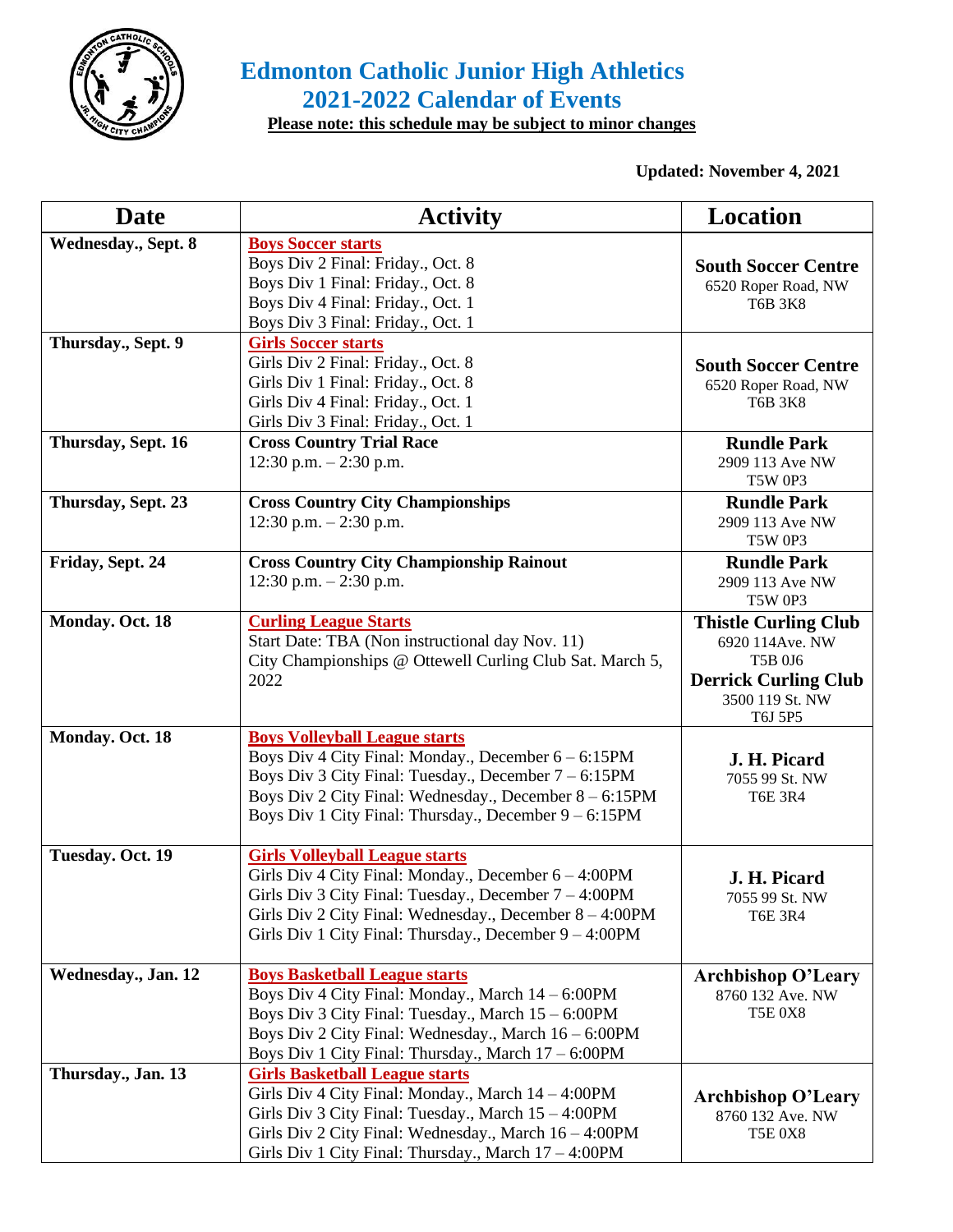# Edmonton Catholic Junior High Athletics
# 2021-2022 Calendar of Events

**Please note: this schedule may be subject to minor changes**

**Updated: November 4, 2021**

| Date | Activity | Location |
|---|---|---|
| **Wednesday., Sept. 8** | **Boys Soccer starts**<br>Boys Div 2 Final: Friday., Oct. 8<br>Boys Div 1 Final: Friday., Oct. 8<br>Boys Div 4 Final: Friday., Oct. 1<br>Boys Div 3 Final: Friday., Oct. 1 | **South Soccer Centre**<br>6520 Roper Road, NW<br>T6B 3K8 |
| **Thursday., Sept. 9** | **Girls Soccer starts**<br>Girls Div 2 Final: Friday., Oct. 8<br>Girls Div 1 Final: Friday., Oct. 8<br>Girls Div 4 Final: Friday., Oct. 1<br>Girls Div 3 Final: Friday., Oct. 1 | **South Soccer Centre**<br>6520 Roper Road, NW<br>T6B 3K8 |
| **Thursday, Sept. 16** | **Cross Country Trial Race**<br>12:30 p.m. – 2:30 p.m. | **Rundle Park**<br>2909 113 Ave NW<br>T5W 0P3 |
| **Thursday, Sept. 23** | **Cross Country City Championships**<br>12:30 p.m. – 2:30 p.m. | **Rundle Park**<br>2909 113 Ave NW<br>T5W 0P3 |
| **Friday, Sept. 24** | **Cross Country City Championship Rainout**<br>12:30 p.m. – 2:30 p.m. | **Rundle Park**<br>2909 113 Ave NW<br>T5W 0P3 |
| **Monday. Oct. 18** | **Curling League Starts**<br>Start Date: TBA (Non instructional day Nov. 11)<br>City Championships @ Ottewell Curling Club Sat. March 5, 2022 | **Thistle Curling Club**<br>6920 114Ave. NW<br>T5B 0J6<br>**Derrick Curling Club**<br>3500 119 St. NW<br>T6J 5P5 |
| **Monday. Oct. 18** | **Boys Volleyball League starts**<br>Boys Div 4 City Final: Monday., December 6 – 6:15PM<br>Boys Div 3 City Final: Tuesday., December 7 – 6:15PM<br>Boys Div 2 City Final: Wednesday., December 8 – 6:15PM<br>Boys Div 1 City Final: Thursday., December 9 – 6:15PM | **J. H. Picard**<br>7055 99 St. NW<br>T6E 3R4 |
| **Tuesday. Oct. 19** | **Girls Volleyball League starts**<br>Girls Div 4 City Final: Monday., December 6 – 4:00PM<br>Girls Div 3 City Final: Tuesday., December 7 – 4:00PM<br>Girls Div 2 City Final: Wednesday., December 8 – 4:00PM<br>Girls Div 1 City Final: Thursday., December 9 – 4:00PM | **J. H. Picard**<br>7055 99 St. NW<br>T6E 3R4 |
| **Wednesday., Jan. 12** | **Boys Basketball League starts**<br>Boys Div 4 City Final: Monday., March 14 – 6:00PM<br>Boys Div 3 City Final: Tuesday., March 15 – 6:00PM<br>Boys Div 2 City Final: Wednesday., March 16 – 6:00PM<br>Boys Div 1 City Final: Thursday., March 17 – 6:00PM | **Archbishop O'Leary**<br>8760 132 Ave. NW<br>T5E 0X8 |
| **Thursday., Jan. 13** | **Girls Basketball League starts**<br>Girls Div 4 City Final: Monday., March 14 – 4:00PM<br>Girls Div 3 City Final: Tuesday., March 15 – 4:00PM<br>Girls Div 2 City Final: Wednesday., March 16 – 4:00PM<br>Girls Div 1 City Final: Thursday., March 17 – 4:00PM | **Archbishop O'Leary**<br>8760 132 Ave. NW<br>T5E 0X8 |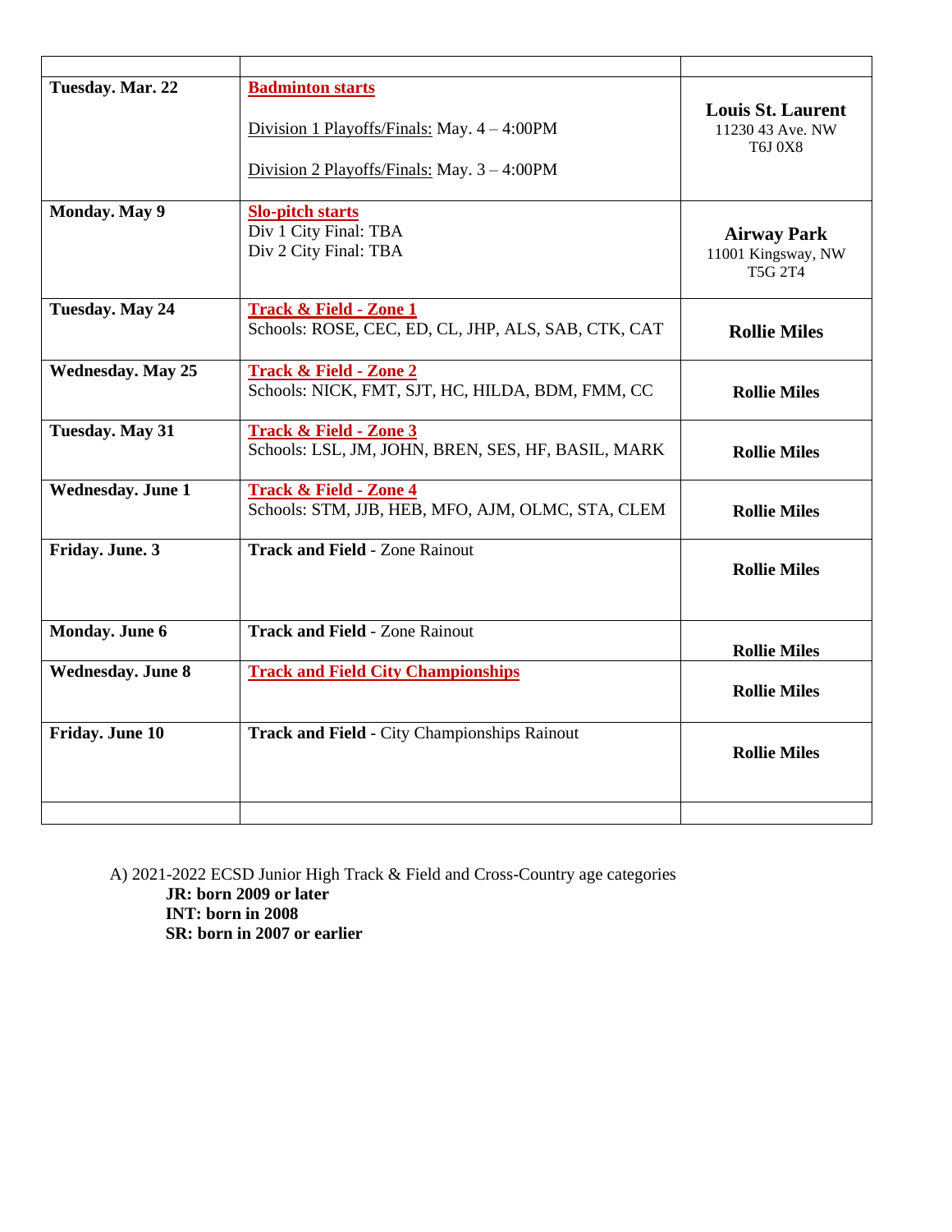| | | |
|---|---|---|
| **Tuesday. Mar. 22** | **Badminton starts**<br><br>Division 1 Playoffs/Finals: May. 4 – 4:00PM<br><br>Division 2 Playoffs/Finals: May. 3 – 4:00PM | **Louis St. Laurent**<br>11230 43 Ave. NW<br>T6J 0X8 |
| **Monday. May 9** | **Slo-pitch starts**<br>Div 1 City Final: TBA<br>Div 2 City Final: TBA | **Airway Park**<br>11001 Kingsway, NW<br>T5G 2T4 |
| **Tuesday. May 24** | **Track & Field - Zone 1**<br>Schools: ROSE, CEC, ED, CL, JHP, ALS, SAB, CTK, CAT | **Rollie Miles** |
| **Wednesday. May 25** | **Track & Field - Zone 2**<br>Schools: NICK, FMT, SJT, HC, HILDA, BDM, FMM, CC | **Rollie Miles** |
| **Tuesday. May 31** | **Track & Field - Zone 3**<br>Schools: LSL, JM, JOHN, BREN, SES, HF, BASIL, MARK | **Rollie Miles** |
| **Wednesday. June 1** | **Track & Field - Zone 4**<br>Schools: STM, JJB, HEB, MFO, AJM, OLMC, STA, CLEM | **Rollie Miles** |
| **Friday. June. 3** | **Track and Field** - Zone Rainout | **Rollie Miles** |
| **Monday. June 6** | **Track and Field** - Zone Rainout | **Rollie Miles** |
| **Wednesday. June 8** | **Track and Field City Championships** | **Rollie Miles** |
| **Friday. June 10** | **Track and Field** - City Championships Rainout | **Rollie Miles** |
| | | |

A) 2021-2022 ECSD Junior High Track & Field and Cross-Country age categories

**JR: born 2009 or later**
**INT: born in 2008**
**SR: born in 2007 or earlier**